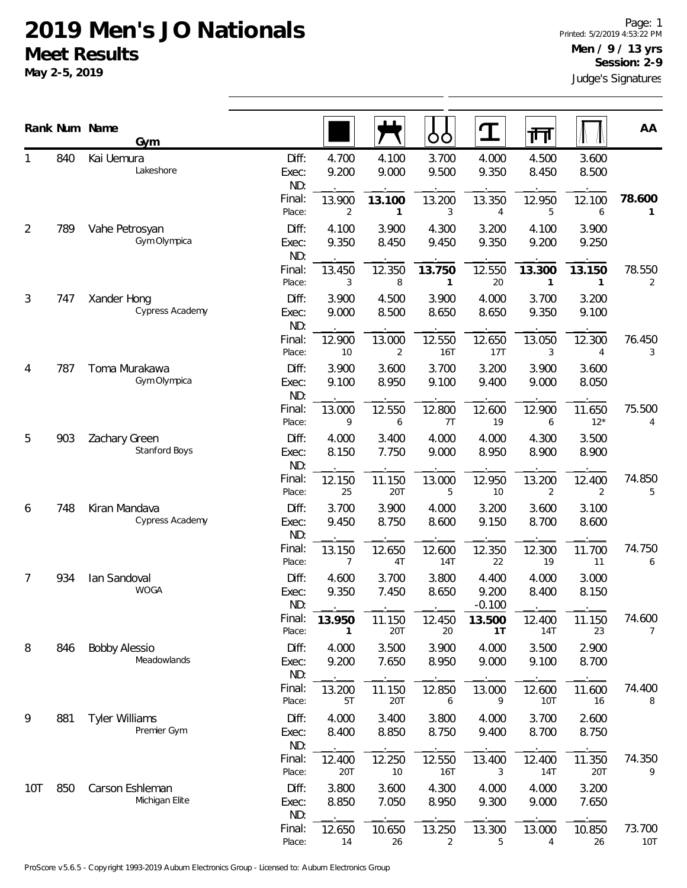# 2019 Men's JO Nationals

## Meet Results

**May 2-5, 2019**

**Men / 9 / 13 yrs**
**Session: 2-9**
Judge's Signatures

| Rank | Num | Name / Gym | | Floor | Pommel Horse | Rings | Vault | Parallel Bars | High Bar | AA |
|---|---|---|---|---|---|---|---|---|---|---|
| 1 | 840 | Kai Uemura / Lakeshore | Diff: | 4.700 | 4.100 | 3.700 | 4.000 | 4.500 | 3.600 | |
| | | | Exec: | 9.200 | 9.000 | 9.500 | 9.350 | 8.450 | 8.500 | |
| | | | ND: | | | | | | | |
| | | | Final: | 13.900 | **13.100** | 13.200 | 13.350 | 12.950 | 12.100 | **78.600** |
| | | | Place: | 2 | **1** | 3 | 4 | 5 | 6 | **1** |
| 2 | 789 | Vahe Petrosyan / Gym Olympica | Diff: | 4.100 | 3.900 | 4.300 | 3.200 | 4.100 | 3.900 | |
| | | | Exec: | 9.350 | 8.450 | 9.450 | 9.350 | 9.200 | 9.250 | |
| | | | ND: | | | | | | | |
| | | | Final: | 13.450 | 12.350 | **13.750** | 12.550 | **13.300** | **13.150** | 78.550 |
| | | | Place: | 3 | 8 | **1** | 20 | **1** | **1** | 2 |
| 3 | 747 | Xander Hong / Cypress Academy | Diff: | 3.900 | 4.500 | 3.900 | 4.000 | 3.700 | 3.200 | |
| | | | Exec: | 9.000 | 8.500 | 8.650 | 8.650 | 9.350 | 9.100 | |
| | | | ND: | | | | | | | |
| | | | Final: | 12.900 | 13.000 | 12.550 | 12.650 | 13.050 | 12.300 | 76.450 |
| | | | Place: | 10 | 2 | 16T | 17T | 3 | 4 | 3 |
| 4 | 787 | Toma Murakawa / Gym Olympica | Diff: | 3.900 | 3.600 | 3.700 | 3.200 | 3.900 | 3.600 | |
| | | | Exec: | 9.100 | 8.950 | 9.100 | 9.400 | 9.000 | 8.050 | |
| | | | ND: | | | | | | | |
| | | | Final: | 13.000 | 12.550 | 12.800 | 12.600 | 12.900 | 11.650 | 75.500 |
| | | | Place: | 9 | 6 | 7T | 19 | 6 | 12* | 4 |
| 5 | 903 | Zachary Green / Stanford Boys | Diff: | 4.000 | 3.400 | 4.000 | 4.000 | 4.300 | 3.500 | |
| | | | Exec: | 8.150 | 7.750 | 9.000 | 8.950 | 8.900 | 8.900 | |
| | | | ND: | | | | | | | |
| | | | Final: | 12.150 | 11.150 | 13.000 | 12.950 | 13.200 | 12.400 | 74.850 |
| | | | Place: | 25 | 20T | 5 | 10 | 2 | 2 | 5 |
| 6 | 748 | Kiran Mandava / Cypress Academy | Diff: | 3.700 | 3.900 | 4.000 | 3.200 | 3.600 | 3.100 | |
| | | | Exec: | 9.450 | 8.750 | 8.600 | 9.150 | 8.700 | 8.600 | |
| | | | ND: | | | | | | | |
| | | | Final: | 13.150 | 12.650 | 12.600 | 12.350 | 12.300 | 11.700 | 74.750 |
| | | | Place: | 7 | 4T | 14T | 22 | 19 | 11 | 6 |
| 7 | 934 | Ian Sandoval / WOGA | Diff: | 4.600 | 3.700 | 3.800 | 4.400 | 4.000 | 3.000 | |
| | | | Exec: | 9.350 | 7.450 | 8.650 | 9.200 | 8.400 | 8.150 | |
| | | | ND: | | | | -0.100 | | | |
| | | | Final: | **13.950** | 11.150 | 12.450 | **13.500** | 12.400 | 11.150 | 74.600 |
| | | | Place: | **1** | 20T | 20 | **1T** | 14T | 23 | 7 |
| 8 | 846 | Bobby Alessio / Meadowlands | Diff: | 4.000 | 3.500 | 3.900 | 4.000 | 3.500 | 2.900 | |
| | | | Exec: | 9.200 | 7.650 | 8.950 | 9.000 | 9.100 | 8.700 | |
| | | | ND: | | | | | | | |
| | | | Final: | 13.200 | 11.150 | 12.850 | 13.000 | 12.600 | 11.600 | 74.400 |
| | | | Place: | 5T | 20T | 6 | 9 | 10T | 16 | 8 |
| 9 | 881 | Tyler Williams / Premier Gym | Diff: | 4.000 | 3.400 | 3.800 | 4.000 | 3.700 | 2.600 | |
| | | | Exec: | 8.400 | 8.850 | 8.750 | 9.400 | 8.700 | 8.750 | |
| | | | ND: | | | | | | | |
| | | | Final: | 12.400 | 12.250 | 12.550 | 13.400 | 12.400 | 11.350 | 74.350 |
| | | | Place: | 20T | 10 | 16T | 3 | 14T | 20T | 9 |
| 10T | 850 | Carson Eshleman / Michigan Elite | Diff: | 3.800 | 3.600 | 4.300 | 4.000 | 4.000 | 3.200 | |
| | | | Exec: | 8.850 | 7.050 | 8.950 | 9.300 | 9.000 | 7.650 | |
| | | | ND: | | | | | | | |
| | | | Final: | 12.650 | 10.650 | 13.250 | 13.300 | 13.000 | 10.850 | 73.700 |
| | | | Place: | 14 | 26 | 2 | 5 | 4 | 26 | 10T |

ProScore v5.6.5 - Copyright 1993-2019 Auburn Electronics Group - Licensed to: Auburn Electronics Group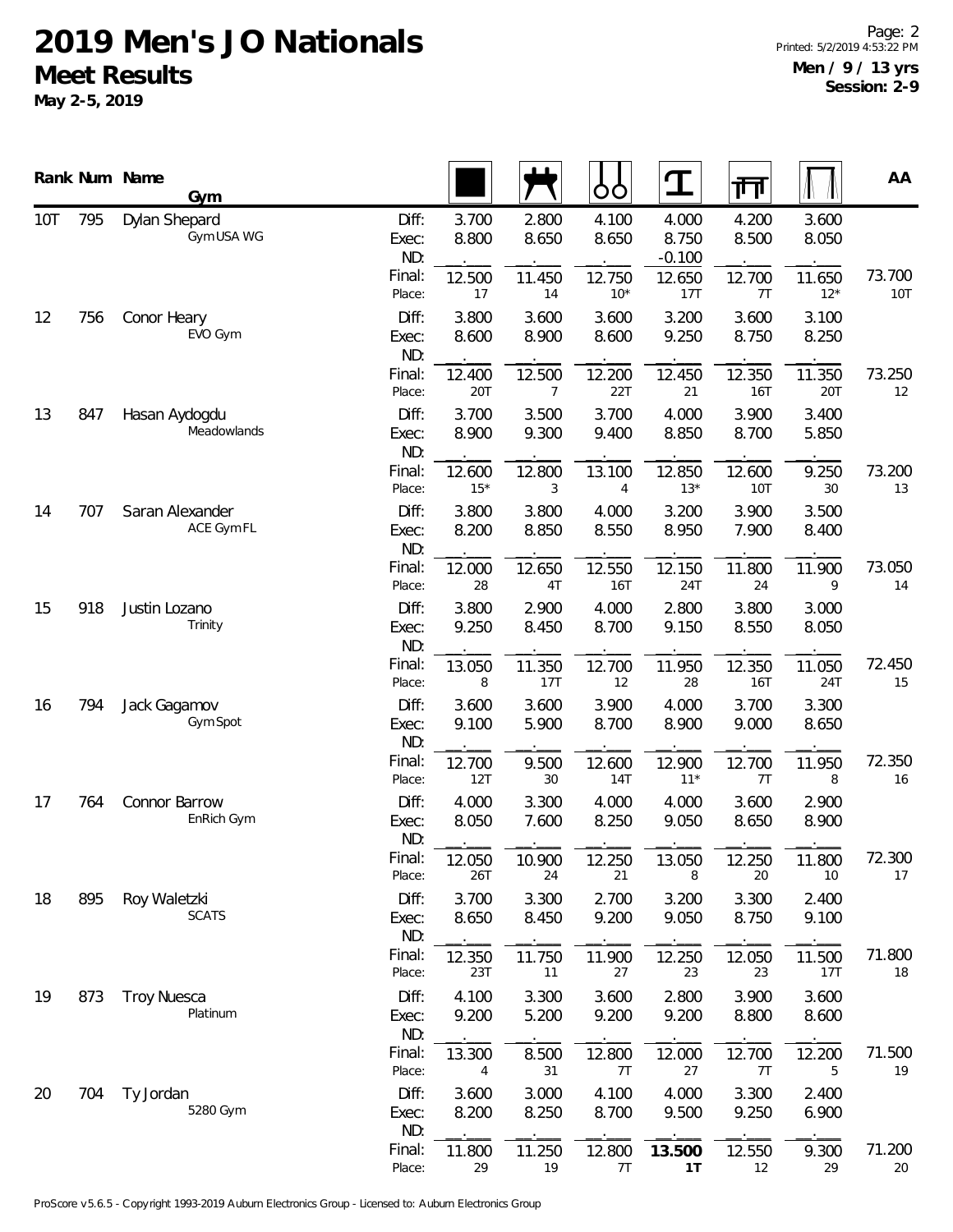# 2019 Men's JO Nationals

## Meet Results

**May 2-5, 2019**

**Men / 9 / 13 yrs**
**Session: 2-9**

| Rank | Num | Name / Gym | | Floor | Pommel Horse | Rings | Vault | Parallel Bars | High Bar | AA |
|---|---|---|---|---|---|---|---|---|---|---|
| 10T | 795 | Dylan Shepard<br>Gym USA WG | Diff: | 3.700 | 2.800 | 4.100 | 4.000 | 4.200 | 3.600 | |
| | | | Exec: | 8.800 | 8.650 | 8.650 | 8.750 | 8.500 | 8.050 | |
| | | | ND: | | | | -0.100 | | | |
| | | | Final: | 12.500 | 11.450 | 12.750 | 12.650 | 12.700 | 11.650 | 73.700 |
| | | | Place: | 17 | 14 | 10* | 17T | 7T | 12* | 10T |
| 12 | 756 | Conor Heary<br>EVO Gym | Diff: | 3.800 | 3.600 | 3.600 | 3.200 | 3.600 | 3.100 | |
| | | | Exec: | 8.600 | 8.900 | 8.600 | 9.250 | 8.750 | 8.250 | |
| | | | ND: | | | | | | | |
| | | | Final: | 12.400 | 12.500 | 12.200 | 12.450 | 12.350 | 11.350 | 73.250 |
| | | | Place: | 20T | 7 | 22T | 21 | 16T | 20T | 12 |
| 13 | 847 | Hasan Aydogdu<br>Meadowlands | Diff: | 3.700 | 3.500 | 3.700 | 4.000 | 3.900 | 3.400 | |
| | | | Exec: | 8.900 | 9.300 | 9.400 | 8.850 | 8.700 | 5.850 | |
| | | | ND: | | | | | | | |
| | | | Final: | 12.600 | 12.800 | 13.100 | 12.850 | 12.600 | 9.250 | 73.200 |
| | | | Place: | 15* | 3 | 4 | 13* | 10T | 30 | 13 |
| 14 | 707 | Saran Alexander<br>ACE Gym FL | Diff: | 3.800 | 3.800 | 4.000 | 3.200 | 3.900 | 3.500 | |
| | | | Exec: | 8.200 | 8.850 | 8.550 | 8.950 | 7.900 | 8.400 | |
| | | | ND: | | | | | | | |
| | | | Final: | 12.000 | 12.650 | 12.550 | 12.150 | 11.800 | 11.900 | 73.050 |
| | | | Place: | 28 | 4T | 16T | 24T | 24 | 9 | 14 |
| 15 | 918 | Justin Lozano<br>Trinity | Diff: | 3.800 | 2.900 | 4.000 | 2.800 | 3.800 | 3.000 | |
| | | | Exec: | 9.250 | 8.450 | 8.700 | 9.150 | 8.550 | 8.050 | |
| | | | ND: | | | | | | | |
| | | | Final: | 13.050 | 11.350 | 12.700 | 11.950 | 12.350 | 11.050 | 72.450 |
| | | | Place: | 8 | 17T | 12 | 28 | 16T | 24T | 15 |
| 16 | 794 | Jack Gagamov<br>Gym Spot | Diff: | 3.600 | 3.600 | 3.900 | 4.000 | 3.700 | 3.300 | |
| | | | Exec: | 9.100 | 5.900 | 8.700 | 8.900 | 9.000 | 8.650 | |
| | | | ND: | | | | | | | |
| | | | Final: | 12.700 | 9.500 | 12.600 | 12.900 | 12.700 | 11.950 | 72.350 |
| | | | Place: | 12T | 30 | 14T | 11* | 7T | 8 | 16 |
| 17 | 764 | Connor Barrow<br>EnRich Gym | Diff: | 4.000 | 3.300 | 4.000 | 4.000 | 3.600 | 2.900 | |
| | | | Exec: | 8.050 | 7.600 | 8.250 | 9.050 | 8.650 | 8.900 | |
| | | | ND: | | | | | | | |
| | | | Final: | 12.050 | 10.900 | 12.250 | 13.050 | 12.250 | 11.800 | 72.300 |
| | | | Place: | 26T | 24 | 21 | 8 | 20 | 10 | 17 |
| 18 | 895 | Roy Waletzki<br>SCATS | Diff: | 3.700 | 3.300 | 2.700 | 3.200 | 3.300 | 2.400 | |
| | | | Exec: | 8.650 | 8.450 | 9.200 | 9.050 | 8.750 | 9.100 | |
| | | | ND: | | | | | | | |
| | | | Final: | 12.350 | 11.750 | 11.900 | 12.250 | 12.050 | 11.500 | 71.800 |
| | | | Place: | 23T | 11 | 27 | 23 | 23 | 17T | 18 |
| 19 | 873 | Troy Nuesca<br>Platinum | Diff: | 4.100 | 3.300 | 3.600 | 2.800 | 3.900 | 3.600 | |
| | | | Exec: | 9.200 | 5.200 | 9.200 | 9.200 | 8.800 | 8.600 | |
| | | | ND: | | | | | | | |
| | | | Final: | 13.300 | 8.500 | 12.800 | 12.000 | 12.700 | 12.200 | 71.500 |
| | | | Place: | 4 | 31 | 7T | 27 | 7T | 5 | 19 |
| 20 | 704 | Ty Jordan<br>5280 Gym | Diff: | 3.600 | 3.000 | 4.100 | 4.000 | 3.300 | 2.400 | |
| | | | Exec: | 8.200 | 8.250 | 8.700 | 9.500 | 9.250 | 6.900 | |
| | | | ND: | | | | | | | |
| | | | Final: | 11.800 | 11.250 | 12.800 | **13.500** | 12.550 | 9.300 | 71.200 |
| | | | Place: | 29 | 19 | 7T | **1T** | 12 | 29 | 20 |

ProScore v5.6.5 - Copyright 1993-2019 Auburn Electronics Group - Licensed to: Auburn Electronics Group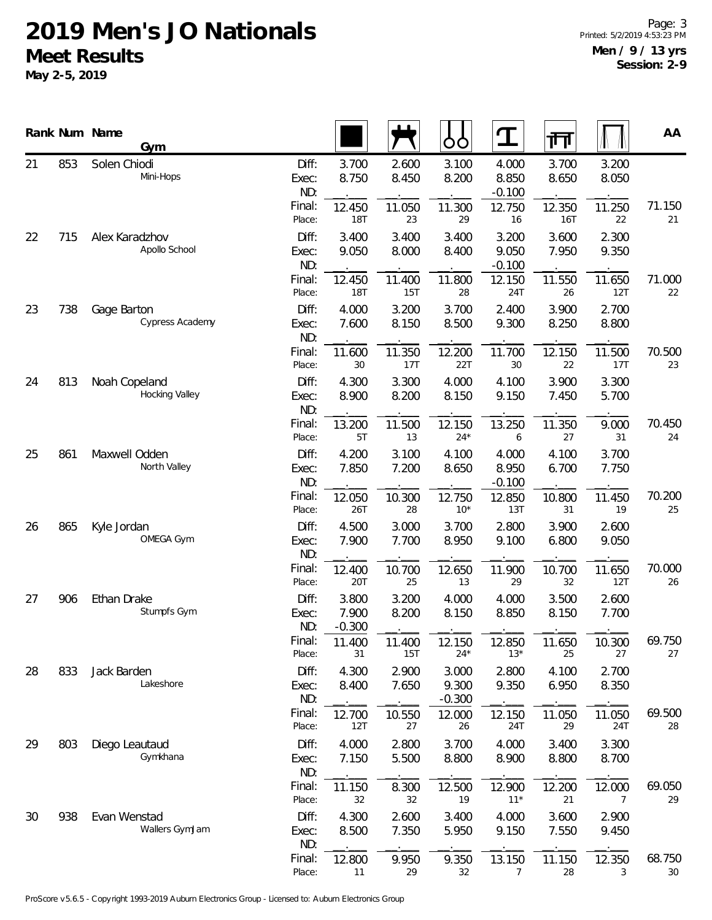# 2019 Men's JO Nationals

## Meet Results

**May 2-5, 2019**

**Men / 9 / 13 yrs**
**Session: 2-9**

| Rank | Num | Name / Gym | | Floor | Pommel Horse | Rings | Vault | Parallel Bars | High Bar | AA |
|---|---|---|---|---|---|---|---|---|---|---|
| 21 | 853 | Solen Chiodi | Diff: | 3.700 | 2.600 | 3.100 | 4.000 | 3.700 | 3.200 | |
| | | Mini-Hops | Exec: | 8.750 | 8.450 | 8.200 | 8.850 | 8.650 | 8.050 | |
| | | | ND: | . | . | . | -0.100 | . | . | |
| | | | Final: | 12.450 | 11.050 | 11.300 | 12.750 | 12.350 | 11.250 | 71.150 |
| | | | Place: | 18T | 23 | 29 | 16 | 16T | 22 | 21 |
| 22 | 715 | Alex Karadzhov | Diff: | 3.400 | 3.400 | 3.400 | 3.200 | 3.600 | 2.300 | |
| | | Apollo School | Exec: | 9.050 | 8.000 | 8.400 | 9.050 | 7.950 | 9.350 | |
| | | | ND: | . | . | . | -0.100 | . | . | |
| | | | Final: | 12.450 | 11.400 | 11.800 | 12.150 | 11.550 | 11.650 | 71.000 |
| | | | Place: | 18T | 15T | 28 | 24T | 26 | 12T | 22 |
| 23 | 738 | Gage Barton | Diff: | 4.000 | 3.200 | 3.700 | 2.400 | 3.900 | 2.700 | |
| | | Cypress Academy | Exec: | 7.600 | 8.150 | 8.500 | 9.300 | 8.250 | 8.800 | |
| | | | ND: | . | . | . | . | . | . | |
| | | | Final: | 11.600 | 11.350 | 12.200 | 11.700 | 12.150 | 11.500 | 70.500 |
| | | | Place: | 30 | 17T | 22T | 30 | 22 | 17T | 23 |
| 24 | 813 | Noah Copeland | Diff: | 4.300 | 3.300 | 4.000 | 4.100 | 3.900 | 3.300 | |
| | | Hocking Valley | Exec: | 8.900 | 8.200 | 8.150 | 9.150 | 7.450 | 5.700 | |
| | | | ND: | . | . | . | . | . | . | |
| | | | Final: | 13.200 | 11.500 | 12.150 | 13.250 | 11.350 | 9.000 | 70.450 |
| | | | Place: | 5T | 13 | 24* | 6 | 27 | 31 | 24 |
| 25 | 861 | Maxwell Odden | Diff: | 4.200 | 3.100 | 4.100 | 4.000 | 4.100 | 3.700 | |
| | | North Valley | Exec: | 7.850 | 7.200 | 8.650 | 8.950 | 6.700 | 7.750 | |
| | | | ND: | . | . | . | -0.100 | . | . | |
| | | | Final: | 12.050 | 10.300 | 12.750 | 12.850 | 10.800 | 11.450 | 70.200 |
| | | | Place: | 26T | 28 | 10* | 13T | 31 | 19 | 25 |
| 26 | 865 | Kyle Jordan | Diff: | 4.500 | 3.000 | 3.700 | 2.800 | 3.900 | 2.600 | |
| | | OMEGA Gym | Exec: | 7.900 | 7.700 | 8.950 | 9.100 | 6.800 | 9.050 | |
| | | | ND: | . | . | . | . | . | . | |
| | | | Final: | 12.400 | 10.700 | 12.650 | 11.900 | 10.700 | 11.650 | 70.000 |
| | | | Place: | 20T | 25 | 13 | 29 | 32 | 12T | 26 |
| 27 | 906 | Ethan Drake | Diff: | 3.800 | 3.200 | 4.000 | 4.000 | 3.500 | 2.600 | |
| | | Stumpfs Gym | Exec: | 7.900 | 8.200 | 8.150 | 8.850 | 8.150 | 7.700 | |
| | | | ND: | -0.300 | . | . | . | . | . | |
| | | | Final: | 11.400 | 11.400 | 12.150 | 12.850 | 11.650 | 10.300 | 69.750 |
| | | | Place: | 31 | 15T | 24* | 13* | 25 | 27 | 27 |
| 28 | 833 | Jack Barden | Diff: | 4.300 | 2.900 | 3.000 | 2.800 | 4.100 | 2.700 | |
| | | Lakeshore | Exec: | 8.400 | 7.650 | 9.300 | 9.350 | 6.950 | 8.350 | |
| | | | ND: | . | . | -0.300 | . | . | . | |
| | | | Final: | 12.700 | 10.550 | 12.000 | 12.150 | 11.050 | 11.050 | 69.500 |
| | | | Place: | 12T | 27 | 26 | 24T | 29 | 24T | 28 |
| 29 | 803 | Diego Leautaud | Diff: | 4.000 | 2.800 | 3.700 | 4.000 | 3.400 | 3.300 | |
| | | Gymkhana | Exec: | 7.150 | 5.500 | 8.800 | 8.900 | 8.800 | 8.700 | |
| | | | ND: | . | . | . | . | . | . | |
| | | | Final: | 11.150 | 8.300 | 12.500 | 12.900 | 12.200 | 12.000 | 69.050 |
| | | | Place: | 32 | 32 | 19 | 11* | 21 | 7 | 29 |
| 30 | 938 | Evan Wenstad | Diff: | 4.300 | 2.600 | 3.400 | 4.000 | 3.600 | 2.900 | |
| | | Wallers GymJam | Exec: | 8.500 | 7.350 | 5.950 | 9.150 | 7.550 | 9.450 | |
| | | | ND: | . | . | . | . | . | . | |
| | | | Final: | 12.800 | 9.950 | 9.350 | 13.150 | 11.150 | 12.350 | 68.750 |
| | | | Place: | 11 | 29 | 32 | 7 | 28 | 3 | 30 |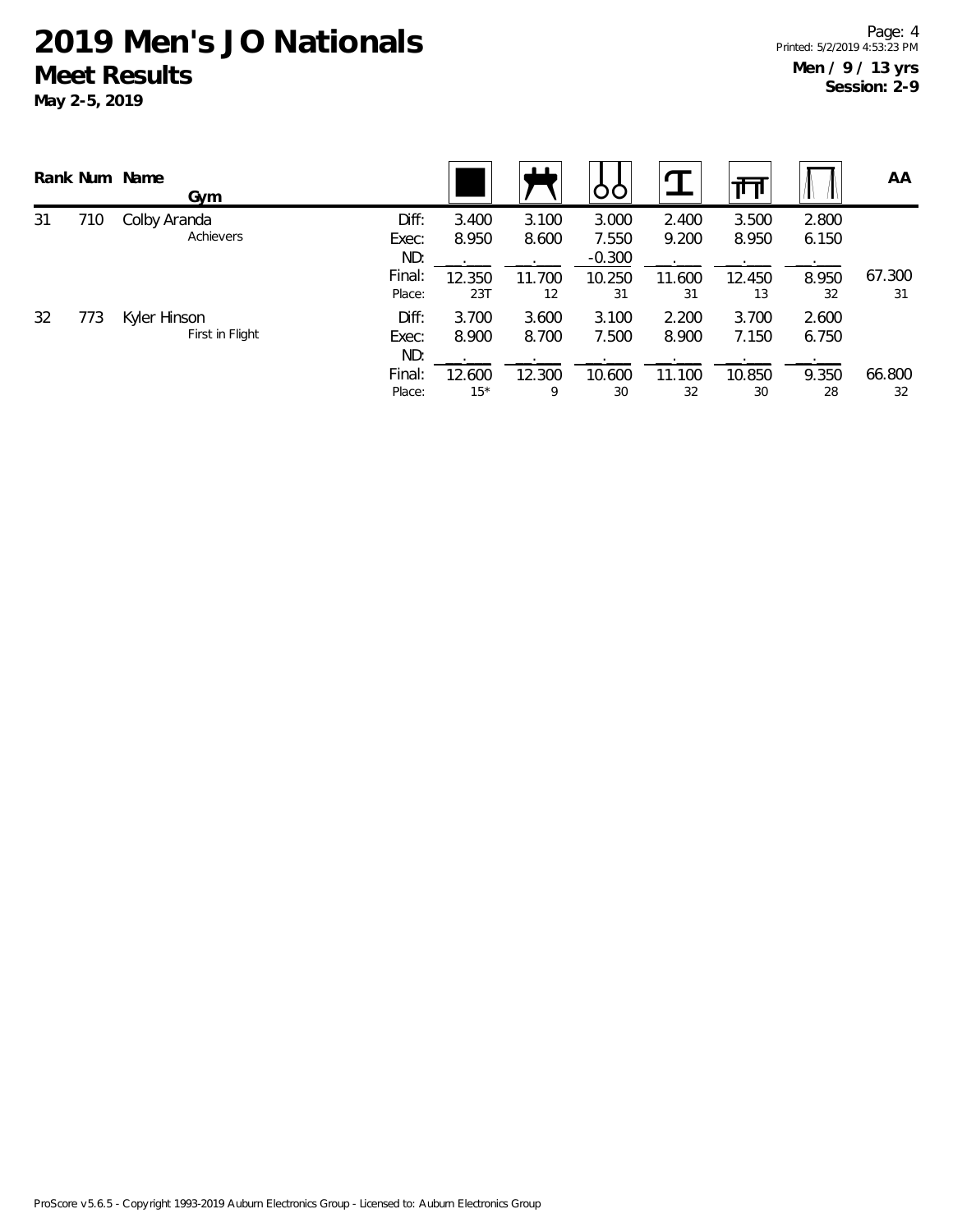# 2019 Men's JO Nationals
## Meet Results
**May 2-5, 2019**

**Men / 9 / 13 yrs**
**Session: 2-9**

| Rank | Num | Name / Gym | | Floor | Pommel Horse | Rings | Vault | Parallel Bars | High Bar | AA |
|---|---|---|---|---|---|---|---|---|---|---|
| 31 | 710 | Colby Aranda | Diff: | 3.400 | 3.100 | 3.000 | 2.400 | 3.500 | 2.800 | |
| | | Achievers | Exec: | 8.950 | 8.600 | 7.550 | 9.200 | 8.950 | 6.150 | |
| | | | ND: | . | . | -0.300 | . | . | . | |
| | | | Final: | 12.350 | 11.700 | 10.250 | 11.600 | 12.450 | 8.950 | 67.300 |
| | | | Place: | 23T | 12 | 31 | 31 | 13 | 32 | 31 |
| 32 | 773 | Kyler Hinson | Diff: | 3.700 | 3.600 | 3.100 | 2.200 | 3.700 | 2.600 | |
| | | First in Flight | Exec: | 8.900 | 8.700 | 7.500 | 8.900 | 7.150 | 6.750 | |
| | | | ND: | . | . | . | . | . | . | |
| | | | Final: | 12.600 | 12.300 | 10.600 | 11.100 | 10.850 | 9.350 | 66.800 |
| | | | Place: | 15* | 9 | 30 | 32 | 30 | 28 | 32 |